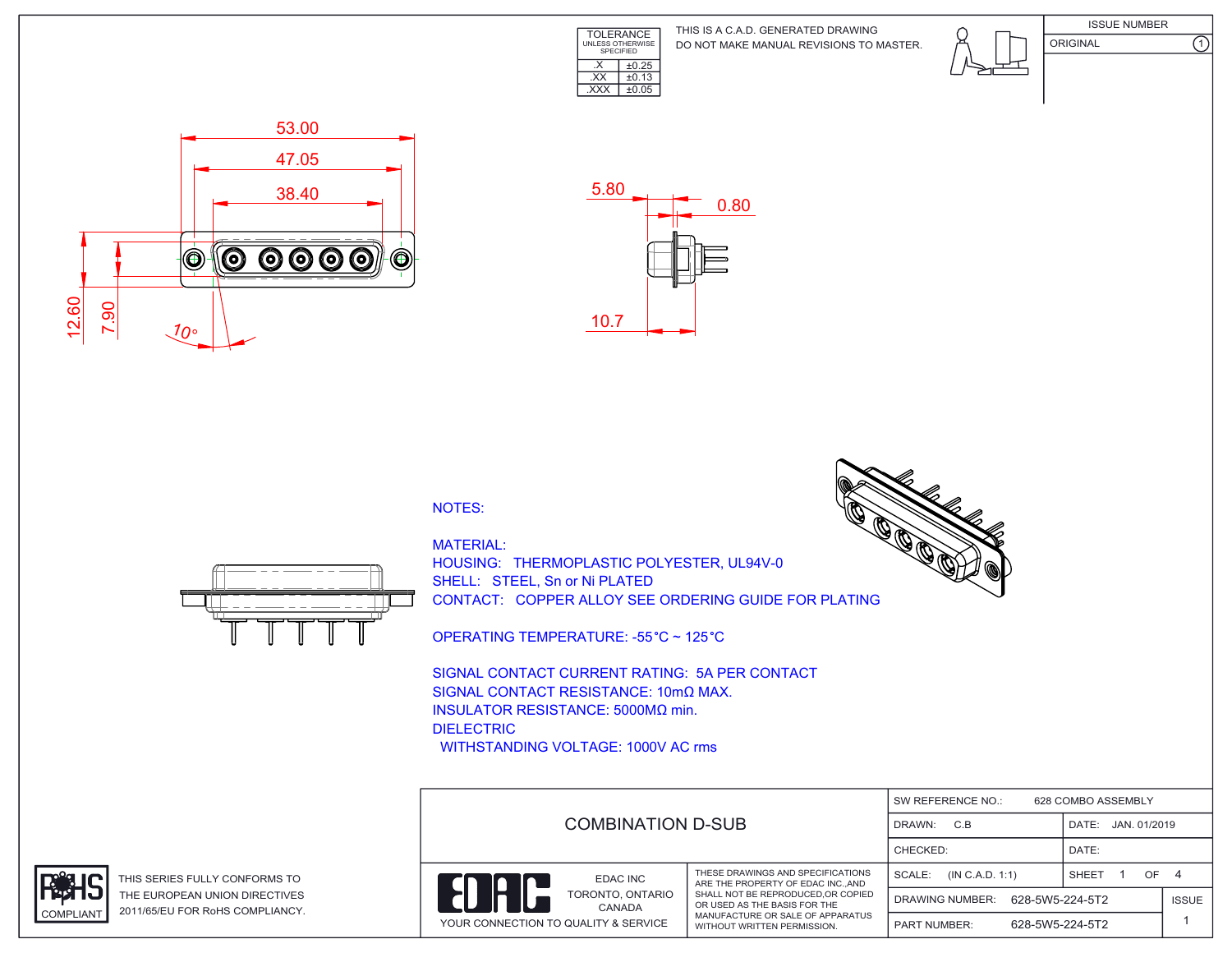| TOLERANCE UNLESS OTHERWISE SPECIFIED | |
|---|---|
| .X | ±0.25 |
| .XX | ±0.13 |
| .XXX | ±0.05 |

THIS IS A C.A.D. GENERATED DRAWING
DO NOT MAKE MANUAL REVISIONS TO MASTER.

| ISSUE NUMBER | |
|---|---|
| ORIGINAL | 1 |

53.00
47.05
38.40
12.60
7.90
10°
5.80
0.80
10.7

NOTES:

MATERIAL:
HOUSING: THERMOPLASTIC POLYESTER, UL94V-0
SHELL: STEEL, Sn or Ni PLATED
CONTACT: COPPER ALLOY SEE ORDERING GUIDE FOR PLATING

OPERATING TEMPERATURE: -55°C ~ 125°C

SIGNAL CONTACT CURRENT RATING: 5A PER CONTACT
SIGNAL CONTACT RESISTANCE: 10mΩ MAX.
INSULATOR RESISTANCE: 5000MΩ min.
DIELECTRIC
WITHSTANDING VOLTAGE: 1000V AC rms

RoHS COMPLIANT

THIS SERIES FULLY CONFORMS TO THE EUROPEAN UNION DIRECTIVES 2011/65/EU FOR RoHS COMPLIANCY.

COMBINATION D-SUB

EDAC INC
TORONTO, ONTARIO
CANADA
YOUR CONNECTION TO QUALITY & SERVICE

THESE DRAWINGS AND SPECIFICATIONS ARE THE PROPERTY OF EDAC INC.,AND SHALL NOT BE REPRODUCED,OR COPIED OR USED AS THE BASIS FOR THE MANUFACTURE OR SALE OF APPARATUS WITHOUT WRITTEN PERMISSION.

| SW REFERENCE NO.: 628 COMBO ASSEMBLY | | |
|---|---|---|
| DRAWN: C.B | DATE: JAN. 01/2019 | |
| CHECKED: | DATE: | |
| SCALE: (IN C.A.D. 1:1) | SHEET 1 OF 4 | |
| DRAWING NUMBER: 628-5W5-224-5T2 | | ISSUE |
| PART NUMBER: 628-5W5-224-5T2 | | 1 |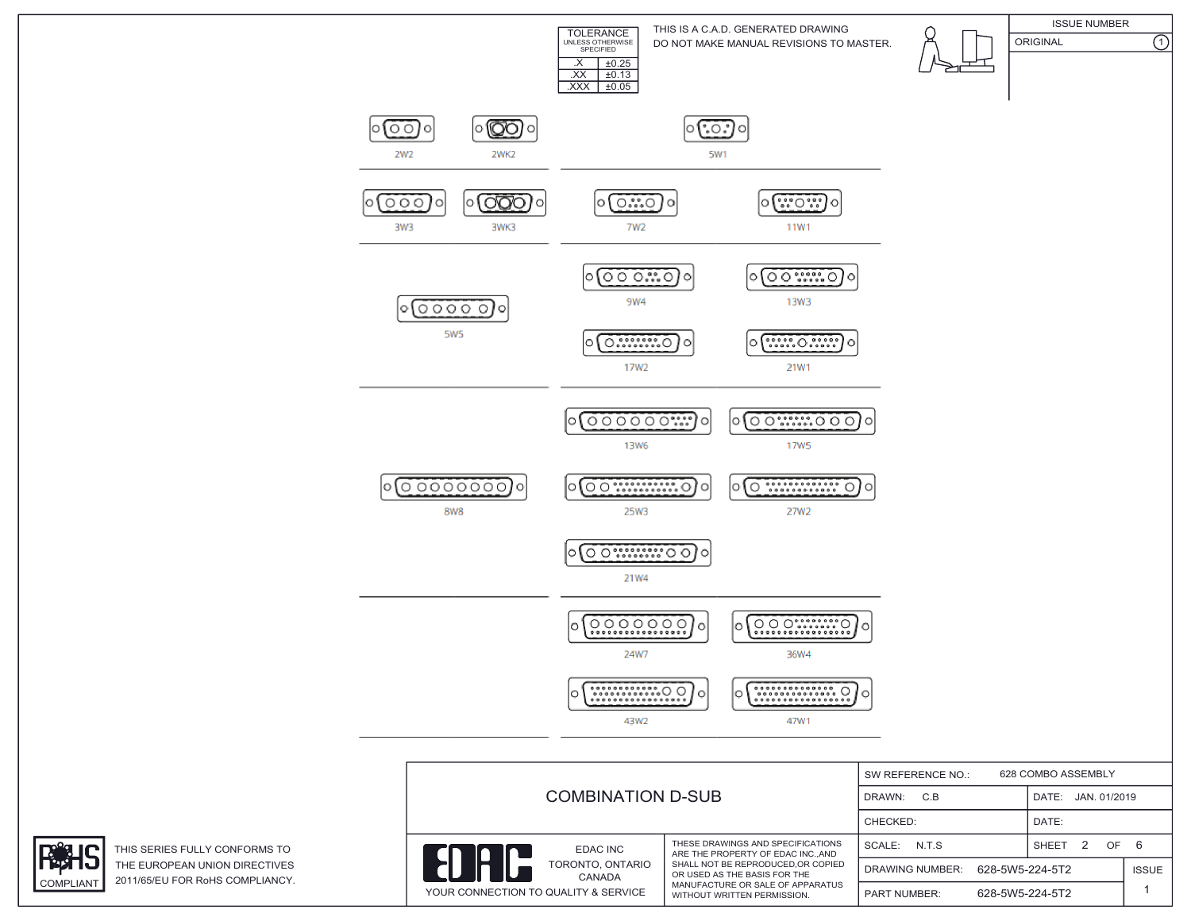| TOLERANCE UNLESS OTHERWISE SPECIFIED | |
|---|---|
| .X | ±0.25 |
| .XX | ±0.13 |
| .XXX | ±0.05 |

THIS IS A C.A.D. GENERATED DRAWING
DO NOT MAKE MANUAL REVISIONS TO MASTER.

| ISSUE NUMBER | |
|---|---|
| ORIGINAL | 1 |

2W2 2WK2 5W1

3W3 3WK3 7W2 11W1

9W4 13W3

5W5

17W2 21W1

13W6 17W5

8W8 25W3 27W2

21W4

24W7 36W4

43W2 47W1

# COMBINATION D-SUB

EDAC INC
TORONTO, ONTARIO
CANADA
YOUR CONNECTION TO QUALITY & SERVICE

THESE DRAWINGS AND SPECIFICATIONS ARE THE PROPERTY OF EDAC INC.,AND SHALL NOT BE REPRODUCED,OR COPIED OR USED AS THE BASIS FOR THE MANUFACTURE OR SALE OF APPARATUS WITHOUT WRITTEN PERMISSION.

| SW REFERENCE NO.: 628 COMBO ASSEMBLY | | |
|---|---|---|
| DRAWN: C.B | DATE: JAN. 01/2019 | |
| CHECKED: | DATE: | |
| SCALE: N.T.S | SHEET 2 OF 6 | |
| DRAWING NUMBER: 628-5W5-224-5T2 | | ISSUE |
| PART NUMBER: 628-5W5-224-5T2 | | 1 |

RoHS COMPLIANT

THIS SERIES FULLY CONFORMS TO THE EUROPEAN UNION DIRECTIVES 2011/65/EU FOR RoHS COMPLIANCY.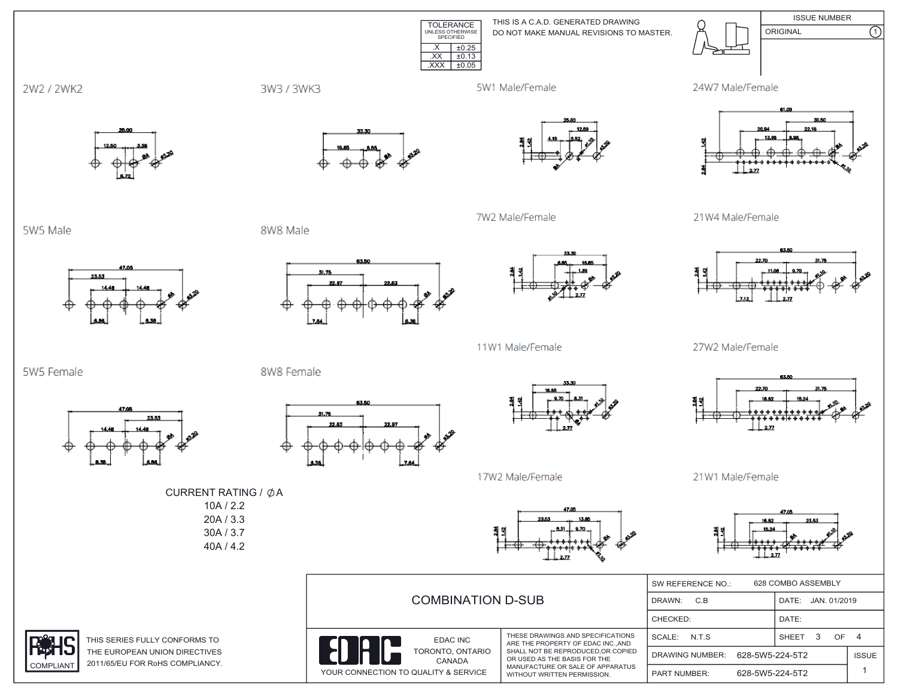| TOLERANCE UNLESS OTHERWISE SPECIFIED | |
|---|---|
| .X | ±0.25 |
| .XX | ±0.13 |
| .XXX | ±0.05 |

THIS IS A C.A.D. GENERATED DRAWING
DO NOT MAKE MANUAL REVISIONS TO MASTER.

| ISSUE NUMBER | |
|---|---|
| ORIGINAL | 1 |

## 2W2 / 2WK2

## 3W3 / 3WK3

## 5W1 Male/Female

## 24W7 Male/Female

## 5W5 Male

## 8W8 Male

## 7W2 Male/Female

## 21W4 Male/Female

## 11W1 Male/Female

## 27W2 Male/Female

## 5W5 Female

## 8W8 Female

## 17W2 Male/Female

## 21W1 Male/Female

CURRENT RATING / ∅A
10A / 2.2
20A / 3.3
30A / 3.7
40A / 4.2

RoHS COMPLIANT

THIS SERIES FULLY CONFORMS TO THE EUROPEAN UNION DIRECTIVES 2011/65/EU FOR RoHS COMPLIANCY.

COMBINATION D-SUB

EDAC
YOUR CONNECTION TO QUALITY & SERVICE

EDAC INC
TORONTO, ONTARIO
CANADA

THESE DRAWINGS AND SPECIFICATIONS ARE THE PROPERTY OF EDAC INC.,AND SHALL NOT BE REPRODUCED,OR COPIED OR USED AS THE BASIS FOR THE MANUFACTURE OR SALE OF APPARATUS WITHOUT WRITTEN PERMISSION.

| | | | |
|---|---|---|---|
| SW REFERENCE NO.: | 628 COMBO ASSEMBLY | | |
| DRAWN: C.B | | DATE: JAN. 01/2019 | |
| CHECKED: | | DATE: | |
| SCALE: N.T.S | | SHEET 3 OF 4 | |
| DRAWING NUMBER: | 628-5W5-224-5T2 | | ISSUE |
| PART NUMBER: | 628-5W5-224-5T2 | | 1 |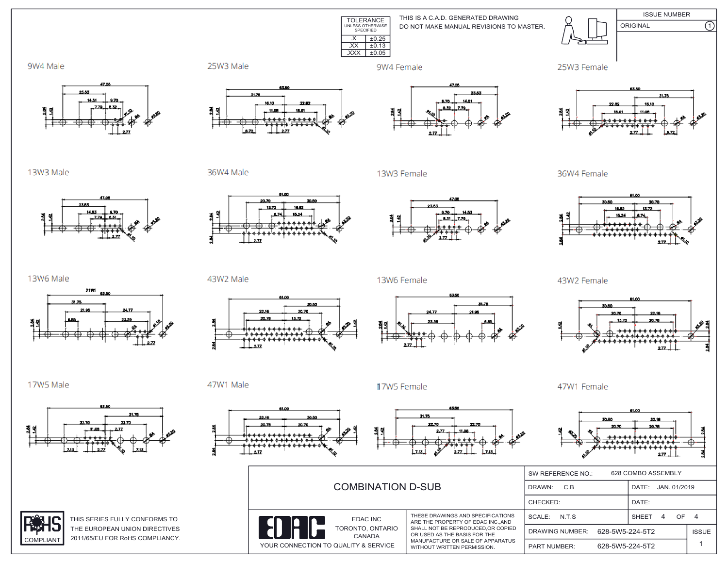| TOLERANCE UNLESS OTHERWISE SPECIFIED | |
|---|---|
| .X | ±0.25 |
| .XX | ±0.13 |
| .XXX | ±0.05 |

THIS IS A C.A.D. GENERATED DRAWING
DO NOT MAKE MANUAL REVISIONS TO MASTER.

| ISSUE NUMBER | |
|---|---|
| ORIGINAL | 1 |

9W4 Male

47.05
23.53
14.81
9.70
7.79
8.32
2.84
1.42
2.77
ø1.10
ø4
ø3.20

25W3 Male

63.50
31.75
16.10
22.82
11.08
18.01
2.84
1.42
6.72
2.77
ø4
ø3.20
ø1.10

9W4 Female

47.05
23.53
9.70
14.81
8.32
7.79
2.84
1.42
ø1.60
2.77
ø4
ø3.20

25W3 Female

63.50
31.75
22.82
16.10
18.01
11.08
2.84
1.42
ø1.10
2.77
6.72
ø4
ø3.20

13W3 Male

47.05
23.53
14.53
9.70
7.79
8.31
2.84
1.42
2.77
ø4
ø1.10
ø3.20

36W4 Male

61.00
20.70
30.50
13.72
16.62
8.74
15.24
2.84
1.42
2.84
2.77
ø4
ø3.20
ø1.10

13W3 Female

47.05
23.53
9.70
14.53
8.31
7.79
2.84
1.42
ø1.10
2.77
ø4
ø3.20

36W4 Female

61.00
30.50
20.70
16.62
13.72
15.24
8.74
2.84
1.42
2.84
2.77
ø4
ø3.20
ø1.10

13W6 Male

21W1
63.50
31.75
21.95
24.77
6.86
23.39
2.84
1.42
ø4
ø1.10
ø3.20
2.77

43W2 Male

61.00
30.50
22.16
20.70
20.78
13.72
2.84
2.84
1.42
2.77
ø4
ø3.20
ø1.10

13W6 Female

63.50
31.75
24.77
21.95
23.39
6.86
2.84
1.42
ø1.10
2.77
ø4
ø3.20

43W2 Female

61.00
30.50
20.70
22.16
13.72
20.78
1.42
2.84
2.84
ø4
ø1.10
2.77
ø3.20

17W5 Male

63.50
31.75
22.70
22.70
11.08
2.77
2.84
1.42
7.13
2.77
7.13
ø1.10
ø4
ø3.20

47W1 Male

61.00
22.16
30.50
20.78
20.70
2.84
2.84
1.42
2.77
ø4
ø3.20
ø1.10

17W5 Female

63.50
31.75
22.70
22.70
2.77
11.08
2.84
1.42
7.13
ø1.10
2.77
7.13
ø4
ø3.20

47W1 Female

61.00
30.50
22.16
20.70
20.78
1.42
2.84
2.84
ø3.20
ø4
ø1.10
2.77

RoHS COMPLIANT

THIS SERIES FULLY CONFORMS TO THE EUROPEAN UNION DIRECTIVES 2011/65/EU FOR RoHS COMPLIANCY.

COMBINATION D-SUB

EDAC

EDAC INC
TORONTO, ONTARIO
CANADA

YOUR CONNECTION TO QUALITY & SERVICE

THESE DRAWINGS AND SPECIFICATIONS ARE THE PROPERTY OF EDAC INC.,AND SHALL NOT BE REPRODUCED,OR COPIED OR USED AS THE BASIS FOR THE MANUFACTURE OR SALE OF APPARATUS WITHOUT WRITTEN PERMISSION.

| | | | |
|---|---|---|---|
| SW REFERENCE NO.: 628 COMBO ASSEMBLY | | | |
| DRAWN: C.B | | DATE: JAN. 01/2019 | |
| CHECKED: | | DATE: | |
| SCALE: N.T.S | | SHEET 4 OF 4 | |
| DRAWING NUMBER: | 628-5W5-224-5T2 | | ISSUE |
| PART NUMBER: | 628-5W5-224-5T2 | | 1 |